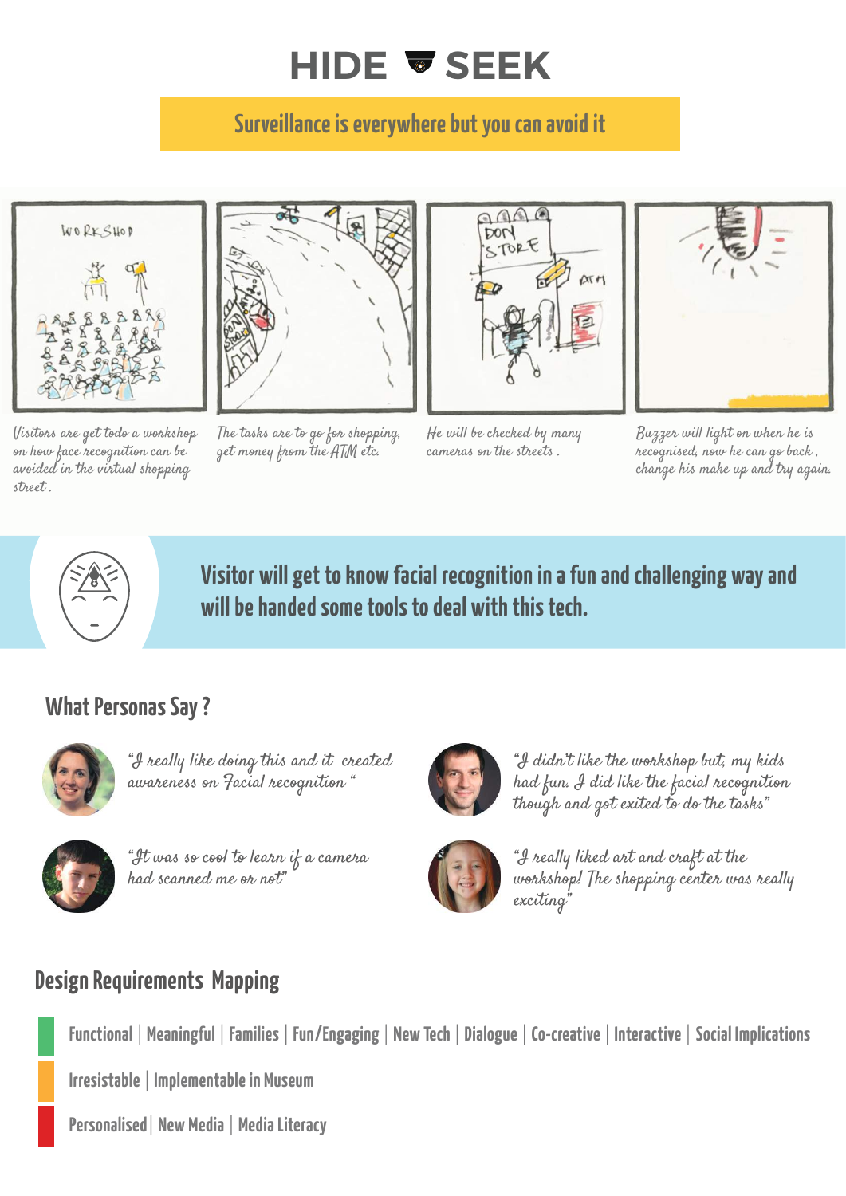# HIDE SEEK

**Surveillance is everywhere but you can avoid it**

*Visitors are get todo a workshop on how face recognition can be avoided in the virtual shopping street.*

*The tasks are to go for shopping, get money from the ATM etc.*

*He will be checked by many cameras on the streets.*

*Buzzer will light on when he is recognised, now he can go back, change his make up and try again.*

**Visitor will get to know facial recognition in a fun and challenging way and will be handed some tools to deal with this tech.**

## What Personas Say ?

*"I really like doing this and it created awareness on Facial recognition"*

*"I didn't like the workshop but, my kids had fun. I did like the facial recognition though and got exited to do the tasks"*

*"It was so cool to learn if a camera had scanned me or not"*

*"I really liked art and craft at the workshop! The shopping center was really exciting"*

## Design Requirements Mapping

Functional | Meaningful | Families | Fun/Engaging | New Tech | Dialogue | Co-creative | Interactive | Social Implications

Irresistable | Implementable in Museum

Personalised | New Media | Media Literacy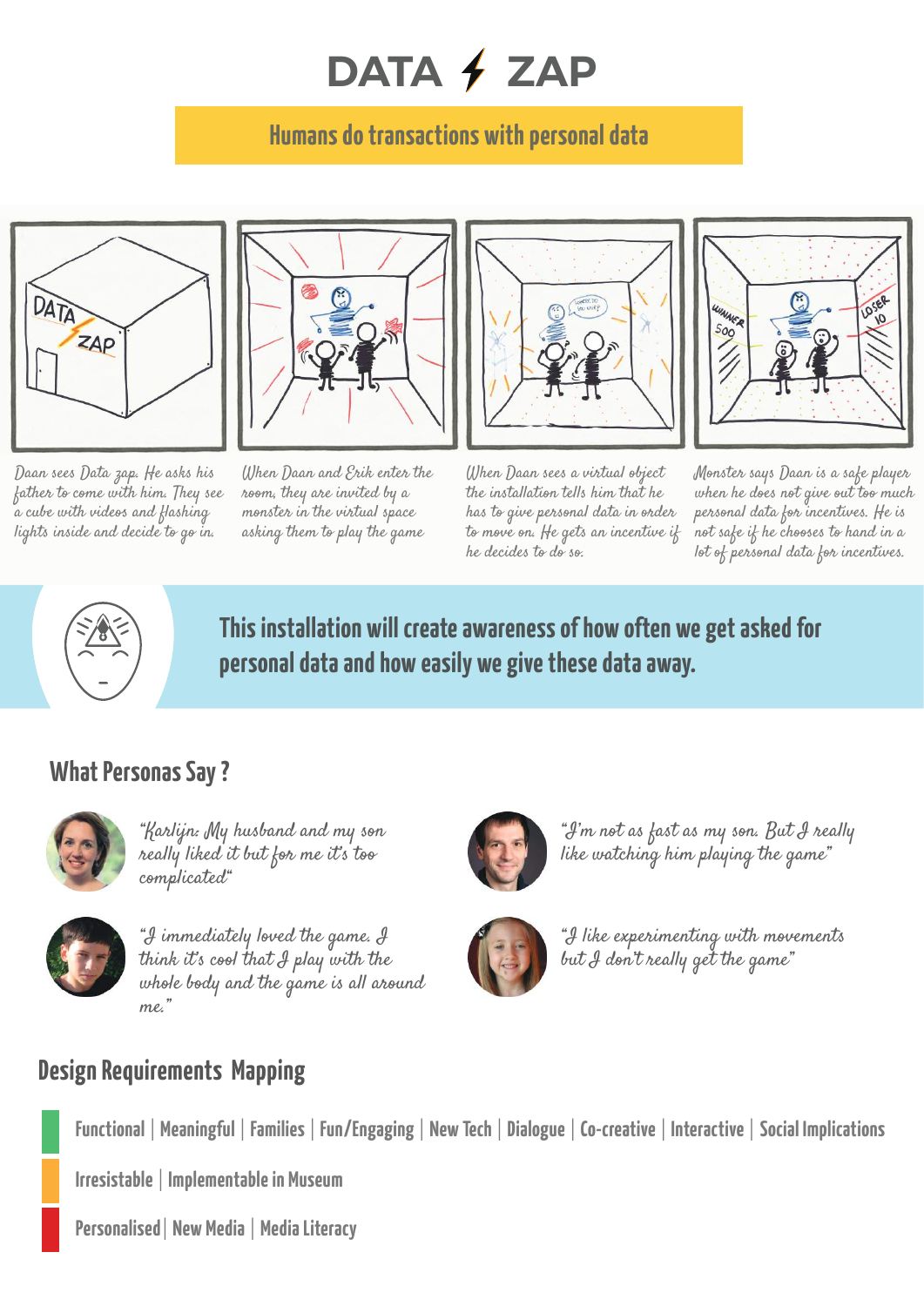# DATA ZAP

## Humans do transactions with personal data

Daan sees Data zap. He asks his father to come with him. They see a cube with videos and flashing lights inside and decide to go in.

When Daan and Erik enter the room, they are invited by a monster in the virtual space asking them to play the game

When Daan sees a virtual object the installation tells him that he has to give personal data in order to move on. He gets an incentive if he decides to do so.

Monster says Daan is a safe player when he does not give out too much personal data for incentives. He is not safe if he chooses to hand in a lot of personal data for incentives.

**This installation will create awareness of how often we get asked for personal data and how easily we give these data away.**

## What Personas Say ?

"Karlijn: My husband and my son really liked it but for me it's too complicated"

"I'm not as fast as my son. But I really like watching him playing the game"

"I immediately loved the game. I think it's cool that I play with the whole body and the game is all around me."

"I like experimenting with movements but I don't really get the game"

## Design Requirements Mapping

Functional | Meaningful | Families | Fun/Engaging | New Tech | Dialogue | Co-creative | Interactive | Social Implications

Irresistable | Implementable in Museum

Personalised | New Media | Media Literacy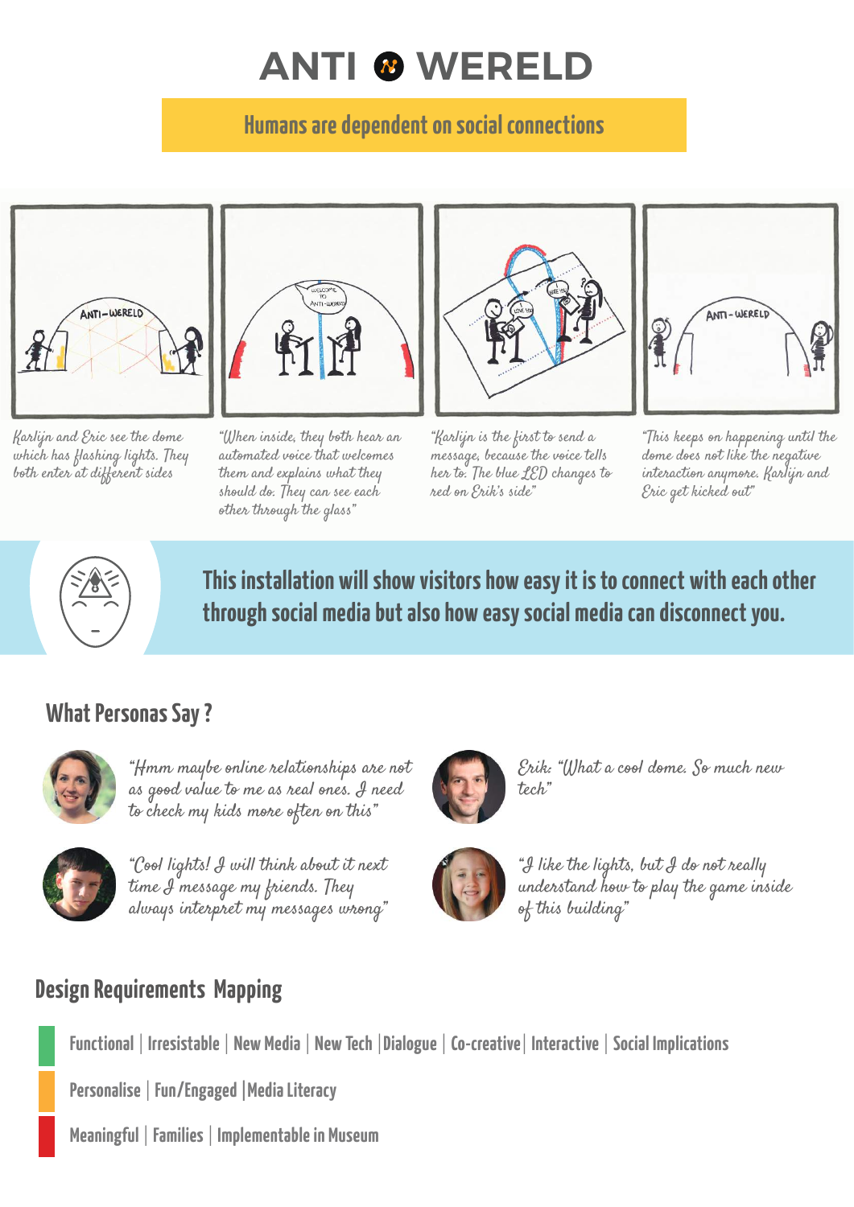# ANTI WERELD

**Humans are dependent on social connections**

Karlijn and Eric see the dome which has flashing lights. They both enter at different sides

"When inside, they both hear an automated voice that welcomes them and explains what they should do. They can see each other through the glass"

"Karlijn is the first to send a message, because the voice tells her to. The blue LED changes to red on Erik's side"

"This keeps on happening until the dome does not like the negative interaction anymore. Karlijn and Eric get kicked out"

**This installation will show visitors how easy it is to connect with each other through social media but also how easy social media can disconnect you.**

## What Personas Say ?

"Hmm maybe online relationships are not as good value to me as real ones. I need to check my kids more often on this"

Erik: "What a cool dome. So much new tech"

"Cool lights! I will think about it next time I message my friends. They always interpret my messages wrong"

"I like the lights, but I do not really understand how to play the game inside of this building"

## Design Requirements Mapping

Functional | Irresistable | New Media | New Tech | Dialogue | Co-creative | Interactive | Social Implications

Personalise | Fun/Engaged | Media Literacy

Meaningful | Families | Implementable in Museum